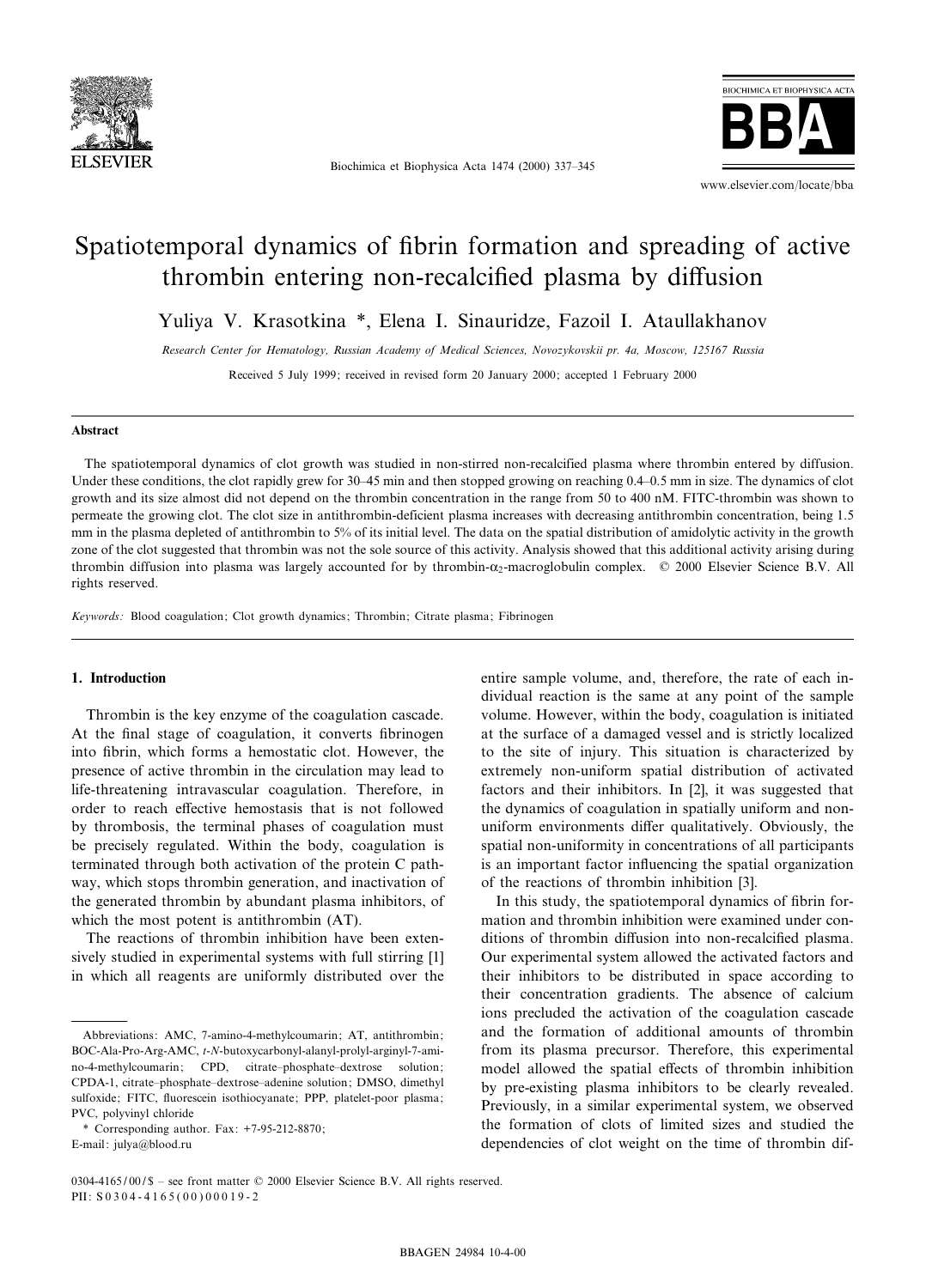# Spatiotemporal dynamics of fibrin formation and spreading of active thrombin entering non-recalcified plasma by diffusion

Yuliya V. Krasotkina *, Elena I. Sinauridze, Fazoil I. Ataullakhanov

*Research Center for Hematology, Russian Academy of Medical Sciences, Novozykovskii pr. 4a, Moscow, 125167 Russia*

Received 5 July 1999; received in revised form 20 January 2000; accepted 1 February 2000

## Abstract

The spatiotemporal dynamics of clot growth was studied in non-stirred non-recalcified plasma where thrombin entered by diffusion. Under these conditions, the clot rapidly grew for 30–45 min and then stopped growing on reaching 0.4–0.5 mm in size. The dynamics of clot growth and its size almost did not depend on the thrombin concentration in the range from 50 to 400 nM. FITC-thrombin was shown to permeate the growing clot. The clot size in antithrombin-deficient plasma increases with decreasing antithrombin concentration, being 1.5 mm in the plasma depleted of antithrombin to 5% of its initial level. The data on the spatial distribution of amidolytic activity in the growth zone of the clot suggested that thrombin was not the sole source of this activity. Analysis showed that this additional activity arising during thrombin diffusion into plasma was largely accounted for by thrombin-$\alpha_2$-macroglobulin complex. © 2000 Elsevier Science B.V. All rights reserved.

*Keywords:* Blood coagulation; Clot growth dynamics; Thrombin; Citrate plasma; Fibrinogen

## 1. Introduction

Thrombin is the key enzyme of the coagulation cascade. At the final stage of coagulation, it converts fibrinogen into fibrin, which forms a hemostatic clot. However, the presence of active thrombin in the circulation may lead to life-threatening intravascular coagulation. Therefore, in order to reach effective hemostasis that is not followed by thrombosis, the terminal phases of coagulation must be precisely regulated. Within the body, coagulation is terminated through both activation of the protein C pathway, which stops thrombin generation, and inactivation of the generated thrombin by abundant plasma inhibitors, of which the most potent is antithrombin (AT).

The reactions of thrombin inhibition have been extensively studied in experimental systems with full stirring [1] in which all reagents are uniformly distributed over the entire sample volume, and, therefore, the rate of each individual reaction is the same at any point of the sample volume. However, within the body, coagulation is initiated at the surface of a damaged vessel and is strictly localized to the site of injury. This situation is characterized by extremely non-uniform spatial distribution of activated factors and their inhibitors. In [2], it was suggested that the dynamics of coagulation in spatially uniform and non-uniform environments differ qualitatively. Obviously, the spatial non-uniformity in concentrations of all participants is an important factor influencing the spatial organization of the reactions of thrombin inhibition [3].

In this study, the spatiotemporal dynamics of fibrin formation and thrombin inhibition were examined under conditions of thrombin diffusion into non-recalcified plasma. Our experimental system allowed the activated factors and their inhibitors to be distributed in space according to their concentration gradients. The absence of calcium ions precluded the activation of the coagulation cascade and the formation of additional amounts of thrombin from its plasma precursor. Therefore, this experimental model allowed the spatial effects of thrombin inhibition by pre-existing plasma inhibitors to be clearly revealed. Previously, in a similar experimental system, we observed the formation of clots of limited sizes and studied the dependencies of clot weight on the time of thrombin dif-

Abbreviations: AMC, 7-amino-4-methylcoumarin; AT, antithrombin; BOC-Ala-Pro-Arg-AMC, *t*-*N*-butoxycarbonyl-alanyl-prolyl-arginyl-7-amino-4-methylcoumarin; CPD, citrate–phosphate–dextrose solution; CPDA-1, citrate–phosphate–dextrose–adenine solution; DMSO, dimethyl sulfoxide; FITC, fluorescein isothiocyanate; PPP, platelet-poor plasma; PVC, polyvinyl chloride

\* Corresponding author. Fax: +7-95-212-8870; E-mail: julya@blood.ru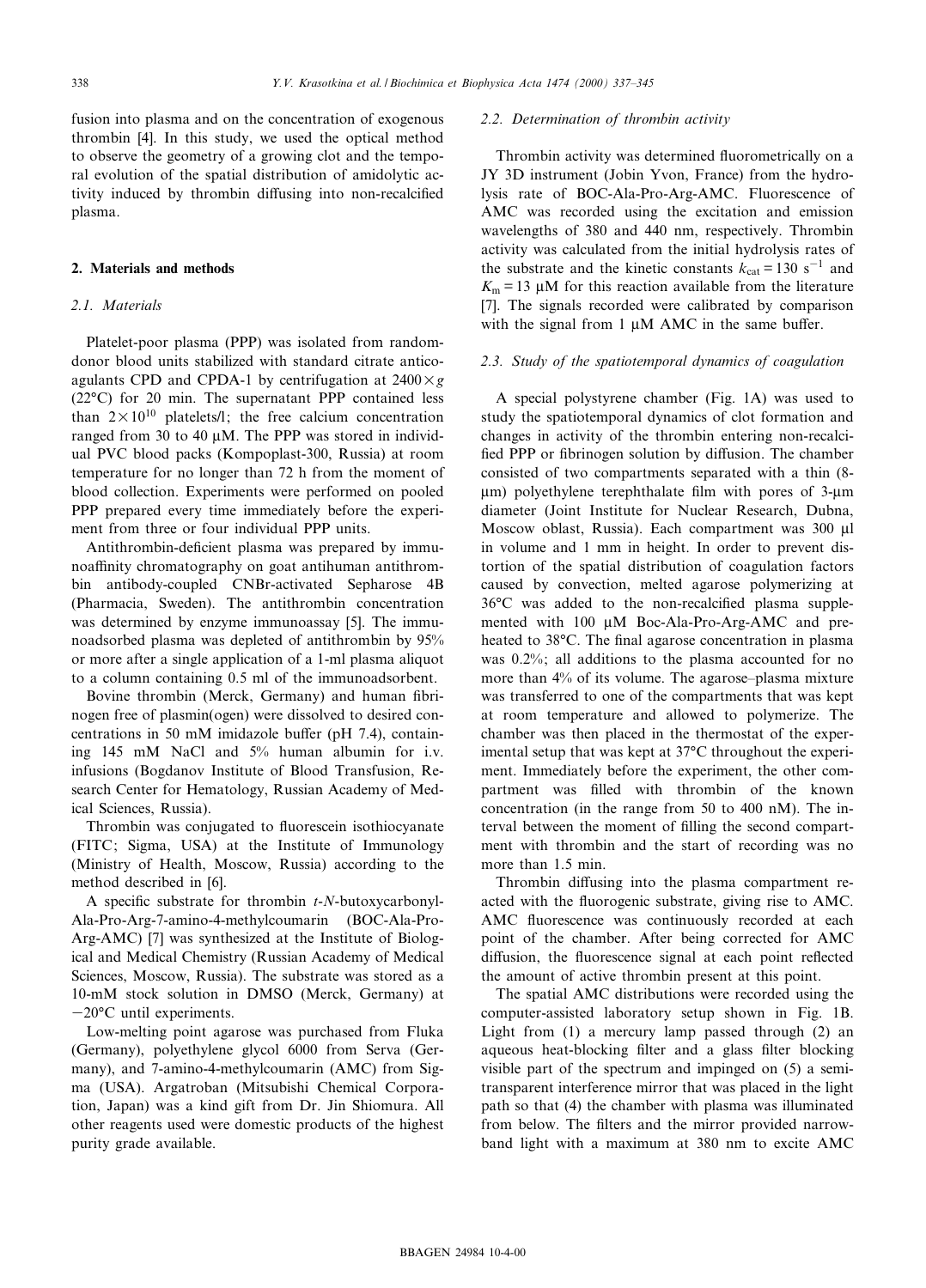fusion into plasma and on the concentration of exogenous thrombin [4]. In this study, we used the optical method to observe the geometry of a growing clot and the temporal evolution of the spatial distribution of amidolytic activity induced by thrombin diffusing into non-recalcified plasma.

## 2. Materials and methods

### 2.1. Materials

Platelet-poor plasma (PPP) was isolated from random-donor blood units stabilized with standard citrate anticoagulants CPD and CPDA-1 by centrifugation at $2400 \times g$ (22°C) for 20 min. The supernatant PPP contained less than $2 \times 10^{10}$ platelets/l; the free calcium concentration ranged from 30 to 40 μM. The PPP was stored in individual PVC blood packs (Kompoplast-300, Russia) at room temperature for no longer than 72 h from the moment of blood collection. Experiments were performed on pooled PPP prepared every time immediately before the experiment from three or four individual PPP units.

Antithrombin-deficient plasma was prepared by immunoaffinity chromatography on goat antihuman antithrombin antibody-coupled CNBr-activated Sepharose 4B (Pharmacia, Sweden). The antithrombin concentration was determined by enzyme immunoassay [5]. The immunoadsorbed plasma was depleted of antithrombin by 95% or more after a single application of a 1-ml plasma aliquot to a column containing 0.5 ml of the immunoadsorbent.

Bovine thrombin (Merck, Germany) and human fibrinogen free of plasmin(ogen) were dissolved to desired concentrations in 50 mM imidazole buffer (pH 7.4), containing 145 mM NaCl and 5% human albumin for i.v. infusions (Bogdanov Institute of Blood Transfusion, Research Center for Hematology, Russian Academy of Medical Sciences, Russia).

Thrombin was conjugated to fluorescein isothiocyanate (FITC; Sigma, USA) at the Institute of Immunology (Ministry of Health, Moscow, Russia) according to the method described in [6].

A specific substrate for thrombin *t*-*N*-butoxycarbonyl-Ala-Pro-Arg-7-amino-4-methylcoumarin (BOC-Ala-Pro-Arg-AMC) [7] was synthesized at the Institute of Biological and Medical Chemistry (Russian Academy of Medical Sciences, Moscow, Russia). The substrate was stored as a 10-mM stock solution in DMSO (Merck, Germany) at −20°C until experiments.

Low-melting point agarose was purchased from Fluka (Germany), polyethylene glycol 6000 from Serva (Germany), and 7-amino-4-methylcoumarin (AMC) from Sigma (USA). Argatroban (Mitsubishi Chemical Corporation, Japan) was a kind gift from Dr. Jin Shiomura. All other reagents used were domestic products of the highest purity grade available.

### 2.2. Determination of thrombin activity

Thrombin activity was determined fluorometrically on a JY 3D instrument (Jobin Yvon, France) from the hydrolysis rate of BOC-Ala-Pro-Arg-AMC. Fluorescence of AMC was recorded using the excitation and emission wavelengths of 380 and 440 nm, respectively. Thrombin activity was calculated from the initial hydrolysis rates of the substrate and the kinetic constants $k_{cat} = 130\ s^{-1}$ and $K_m = 13$ μM for this reaction available from the literature [7]. The signals recorded were calibrated by comparison with the signal from 1 μM AMC in the same buffer.

### 2.3. Study of the spatiotemporal dynamics of coagulation

A special polystyrene chamber (Fig. 1A) was used to study the spatiotemporal dynamics of clot formation and changes in activity of the thrombin entering non-recalcified PPP or fibrinogen solution by diffusion. The chamber consisted of two compartments separated with a thin (8-μm) polyethylene terephthalate film with pores of 3-μm diameter (Joint Institute for Nuclear Research, Dubna, Moscow oblast, Russia). Each compartment was 300 μl in volume and 1 mm in height. In order to prevent distortion of the spatial distribution of coagulation factors caused by convection, melted agarose polymerizing at 36°C was added to the non-recalcified plasma supplemented with 100 μM Boc-Ala-Pro-Arg-AMC and preheated to 38°C. The final agarose concentration in plasma was 0.2%; all additions to the plasma accounted for no more than 4% of its volume. The agarose–plasma mixture was transferred to one of the compartments that was kept at room temperature and allowed to polymerize. The chamber was then placed in the thermostat of the experimental setup that was kept at 37°C throughout the experiment. Immediately before the experiment, the other compartment was filled with thrombin of the known concentration (in the range from 50 to 400 nM). The interval between the moment of filling the second compartment with thrombin and the start of recording was no more than 1.5 min.

Thrombin diffusing into the plasma compartment reacted with the fluorogenic substrate, giving rise to AMC. AMC fluorescence was continuously recorded at each point of the chamber. After being corrected for AMC diffusion, the fluorescence signal at each point reflected the amount of active thrombin present at this point.

The spatial AMC distributions were recorded using the computer-assisted laboratory setup shown in Fig. 1B. Light from (1) a mercury lamp passed through (2) an aqueous heat-blocking filter and a glass filter blocking visible part of the spectrum and impinged on (5) a semitransparent interference mirror that was placed in the light path so that (4) the chamber with plasma was illuminated from below. The filters and the mirror provided narrow-band light with a maximum at 380 nm to excite AMC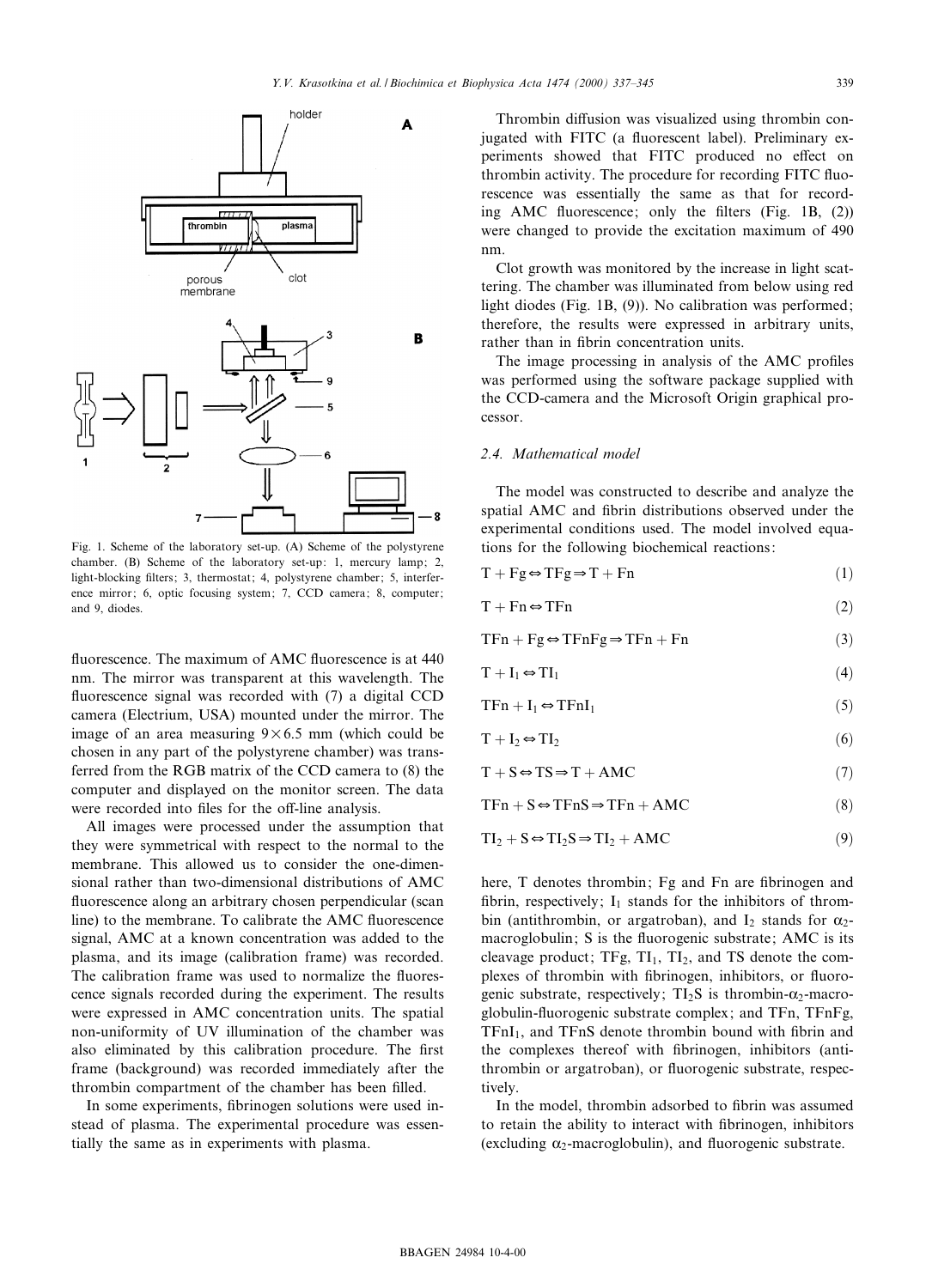Fig. 1. Scheme of the laboratory set-up. (A) Scheme of the polystyrene chamber. (B) Scheme of the laboratory set-up: 1, mercury lamp; 2, light-blocking filters; 3, thermostat; 4, polystyrene chamber; 5, interference mirror; 6, optic focusing system; 7, CCD camera; 8, computer; and 9, diodes.

fluorescence. The maximum of AMC fluorescence is at 440 nm. The mirror was transparent at this wavelength. The fluorescence signal was recorded with (7) a digital CCD camera (Electrium, USA) mounted under the mirror. The image of an area measuring $9 \times 6.5$ mm (which could be chosen in any part of the polystyrene chamber) was transferred from the RGB matrix of the CCD camera to (8) the computer and displayed on the monitor screen. The data were recorded into files for the off-line analysis.

All images were processed under the assumption that they were symmetrical with respect to the normal to the membrane. This allowed us to consider the one-dimensional rather than two-dimensional distributions of AMC fluorescence along an arbitrary chosen perpendicular (scan line) to the membrane. To calibrate the AMC fluorescence signal, AMC at a known concentration was added to the plasma, and its image (calibration frame) was recorded. The calibration frame was used to normalize the fluorescence signals recorded during the experiment. The results were expressed in AMC concentration units. The spatial non-uniformity of UV illumination of the chamber was also eliminated by this calibration procedure. The first frame (background) was recorded immediately after the thrombin compartment of the chamber has been filled.

In some experiments, fibrinogen solutions were used instead of plasma. The experimental procedure was essentially the same as in experiments with plasma.

Thrombin diffusion was visualized using thrombin conjugated with FITC (a fluorescent label). Preliminary experiments showed that FITC produced no effect on thrombin activity. The procedure for recording FITC fluorescence was essentially the same as that for recording AMC fluorescence; only the filters (Fig. 1B, (2)) were changed to provide the excitation maximum of 490 nm.

Clot growth was monitored by the increase in light scattering. The chamber was illuminated from below using red light diodes (Fig. 1B, (9)). No calibration was performed; therefore, the results were expressed in arbitrary units, rather than in fibrin concentration units.

The image processing in analysis of the AMC profiles was performed using the software package supplied with the CCD-camera and the Microsoft Origin graphical processor.

### 2.4. Mathematical model

The model was constructed to describe and analyze the spatial AMC and fibrin distributions observed under the experimental conditions used. The model involved equations for the following biochemical reactions:

$$\mathrm{T} + \mathrm{Fg} \Leftrightarrow \mathrm{TFg} \Rightarrow \mathrm{T} + \mathrm{Fn} \quad (1)$$

$$\mathrm{T} + \mathrm{Fn} \Leftrightarrow \mathrm{TFn} \quad (2)$$

$$\mathrm{TFn} + \mathrm{Fg} \Leftrightarrow \mathrm{TFnFg} \Rightarrow \mathrm{TFn} + \mathrm{Fn} \quad (3)$$

$$\mathrm{T} + \mathrm{I}_1 \Leftrightarrow \mathrm{TI}_1 \quad (4)$$

$$\mathrm{TFn} + \mathrm{I}_1 \Leftrightarrow \mathrm{TFnI}_1 \quad (5)$$

$$\mathrm{T} + \mathrm{I}_2 \Leftrightarrow \mathrm{TI}_2 \quad (6)$$

$$\mathrm{T} + \mathrm{S} \Leftrightarrow \mathrm{TS} \Rightarrow \mathrm{T} + \mathrm{AMC} \quad (7)$$

$$\mathrm{TFn} + \mathrm{S} \Leftrightarrow \mathrm{TFnS} \Rightarrow \mathrm{TFn} + \mathrm{AMC} \quad (8)$$

$$\mathrm{TI}_2 + \mathrm{S} \Leftrightarrow \mathrm{TI}_2\mathrm{S} \Rightarrow \mathrm{TI}_2 + \mathrm{AMC} \quad (9)$$

here, T denotes thrombin; Fg and Fn are fibrinogen and fibrin, respectively; $I_1$ stands for the inhibitors of thrombin (antithrombin, or argatroban), and $I_2$ stands for $\alpha_2$-macroglobulin; S is the fluorogenic substrate; AMC is its cleavage product; TFg, $TI_1$, $TI_2$, and TS denote the complexes of thrombin with fibrinogen, inhibitors, or fluorogenic substrate, respectively; $TI_2S$ is thrombin-$\alpha_2$-macroglobulin-fluorogenic substrate complex; and TFn, TFnFg, $TFnI_1$, and TFnS denote thrombin bound with fibrin and the complexes thereof with fibrinogen, inhibitors (antithrombin or argatroban), or fluorogenic substrate, respectively.

In the model, thrombin adsorbed to fibrin was assumed to retain the ability to interact with fibrinogen, inhibitors (excluding $\alpha_2$-macroglobulin), and fluorogenic substrate.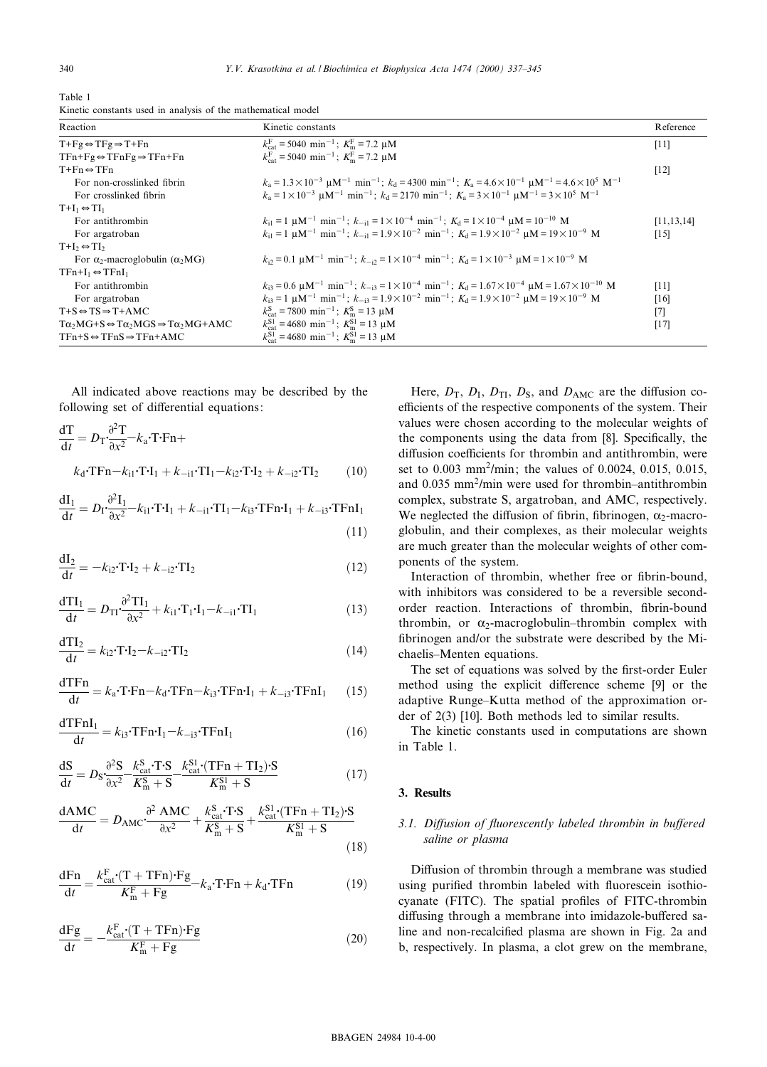Table 1
Kinetic constants used in analysis of the mathematical model

| Reaction | Kinetic constants | Reference |
|---|---|---|
| $T+Fg \Leftrightarrow TFg \Rightarrow T+Fn$ | $k_{cat}^{F} = 5040$ min$^{-1}$; $K_m^F = 7.2$ μM | [11] |
| $TFn+Fg \Leftrightarrow TFnFg \Rightarrow TFn+Fn$ | $k_{cat}^{F} = 5040$ min$^{-1}$; $K_m^F = 7.2$ μM | |
| $T+Fn \Leftrightarrow TFn$ | | [12] |
| For non-crosslinked fibrin | $k_a = 1.3\times10^{-3}$ μM$^{-1}$ min$^{-1}$; $k_d = 4300$ min$^{-1}$; $K_a = 4.6\times10^{-1}$ μM$^{-1} = 4.6\times10^{5}$ M$^{-1}$ | |
| For crosslinked fibrin | $k_a = 1\times10^{-3}$ μM$^{-1}$ min$^{-1}$; $k_d = 2170$ min$^{-1}$; $K_a = 3\times10^{-1}$ μM$^{-1} = 3\times10^{5}$ M$^{-1}$ | |
| $T+I_1 \Leftrightarrow TI_1$ | | |
| For antithrombin | $k_{i1} = 1$ μM$^{-1}$ min$^{-1}$; $k_{-i1} = 1\times10^{-4}$ min$^{-1}$; $K_d = 1\times10^{-4}$ μM $= 10^{-10}$ M | [11,13,14] |
| For argatroban | $k_{i1} = 1$ μM$^{-1}$ min$^{-1}$; $k_{-i1} = 1.9\times10^{-2}$ min$^{-1}$; $K_d = 1.9\times10^{-2}$ μM $= 19\times10^{-9}$ M | [15] |
| $T+I_2 \Leftrightarrow TI_2$ | | |
| For $\alpha_2$-macroglobulin ($\alpha_2$MG) | $k_{i2} = 0.1$ μM$^{-1}$ min$^{-1}$; $k_{-i2} = 1\times10^{-4}$ min$^{-1}$; $K_d = 1\times10^{-3}$ μM $= 1\times10^{-9}$ M | |
| $TFn+I_1 \Leftrightarrow TFnI_1$ | | |
| For antithrombin | $k_{i3} = 0.6$ μM$^{-1}$ min$^{-1}$; $k_{-i3} = 1\times10^{-4}$ min$^{-1}$; $K_d = 1.67\times10^{-4}$ μM $= 1.67\times10^{-10}$ M | [11] |
| For argatroban | $k_{i3} = 1$ μM$^{-1}$ min$^{-1}$; $k_{-i3} = 1.9\times10^{-2}$ min$^{-1}$; $K_d = 1.9\times10^{-2}$ μM $= 19\times10^{-9}$ M | [16] |
| $T+S \Leftrightarrow TS \Rightarrow T+AMC$ | $k_{cat}^{S} = 7800$ min$^{-1}$; $K_m^S = 13$ μM | [7] |
| $T\alpha_2MG+S \Leftrightarrow T\alpha_2MGS \Rightarrow T\alpha_2MG+AMC$ | $k_{cat}^{S1} = 4680$ min$^{-1}$; $K_m^{S1} = 13$ μM | [17] |
| $TFn+S \Leftrightarrow TFnS \Rightarrow TFn+AMC$ | $k_{cat}^{S1} = 4680$ min$^{-1}$; $K_m^{S1} = 13$ μM | |

All indicated above reactions may be described by the following set of differential equations:

$$\frac{dT}{dt} = D_T \cdot \frac{\partial^2 T}{\partial x^2} - k_a \cdot T \cdot Fn + k_d \cdot TFn - k_{i1} \cdot T \cdot I_1 + k_{-i1} \cdot TI_1 - k_{i2} \cdot T \cdot I_2 + k_{-i2} \cdot TI_2 \quad (10)$$

$$\frac{dI_1}{dt} = D_I \cdot \frac{\partial^2 I_1}{\partial x^2} - k_{i1} \cdot T \cdot I_1 + k_{-i1} \cdot TI_1 - k_{i3} \cdot TFn \cdot I_1 + k_{-i3} \cdot TFnI_1 \quad (11)$$

$$\frac{dI_2}{dt} = -k_{i2} \cdot T \cdot I_2 + k_{-i2} \cdot TI_2 \quad (12)$$

$$\frac{dTI_1}{dt} = D_{TI} \cdot \frac{\partial^2 TI_1}{\partial x^2} + k_{i1} \cdot T_1 \cdot I_1 - k_{-i1} \cdot TI_1 \quad (13)$$

$$\frac{dTI_2}{dt} = k_{i2} \cdot T \cdot I_2 - k_{-i2} \cdot TI_2 \quad (14)$$

$$\frac{dTFn}{dt} = k_a \cdot T \cdot Fn - k_d \cdot TFn - k_{i3} \cdot TFn \cdot I_1 + k_{-i3} \cdot TFnI_1 \quad (15)$$

$$\frac{dTFnI_1}{dt} = k_{i3} \cdot TFn \cdot I_1 - k_{-i3} \cdot TFnI_1 \quad (16)$$

$$\frac{dS}{dt} = D_S \cdot \frac{\partial^2 S}{\partial x^2} - \frac{k_{cat}^{S} \cdot T \cdot S}{K_m^S + S} - \frac{k_{cat}^{S1} \cdot (TFn + TI_2) \cdot S}{K_m^{S1} + S} \quad (17)$$

$$\frac{dAMC}{dt} = D_{AMC} \cdot \frac{\partial^2 AMC}{\partial x^2} + \frac{k_{cat}^{S} \cdot T \cdot S}{K_m^S + S} + \frac{k_{cat}^{S1} \cdot (TFn + TI_2) \cdot S}{K_m^{S1} + S} \quad (18)$$

$$\frac{dFn}{dt} = \frac{k_{cat}^{F} \cdot (T + TFn) \cdot Fg}{K_m^F + Fg} - k_a \cdot T \cdot Fn + k_d \cdot TFn \quad (19)$$

$$\frac{dFg}{dt} = -\frac{k_{cat}^{F} \cdot (T + TFn) \cdot Fg}{K_m^F + Fg} \quad (20)$$

Here, $D_T$, $D_I$, $D_{TI}$, $D_S$, and $D_{AMC}$ are the diffusion coefficients of the respective components of the system. Their values were chosen according to the molecular weights of the components using the data from [8]. Specifically, the diffusion coefficients for thrombin and antithrombin, were set to 0.003 mm$^2$/min; the values of 0.0024, 0.015, 0.015, and 0.035 mm$^2$/min were used for thrombin–antithrombin complex, substrate S, argatroban, and AMC, respectively. We neglected the diffusion of fibrin, fibrinogen, $\alpha_2$-macroglobulin, and their complexes, as their molecular weights are much greater than the molecular weights of other components of the system.

Interaction of thrombin, whether free or fibrin-bound, with inhibitors was considered to be a reversible second-order reaction. Interactions of thrombin, fibrin-bound thrombin, or $\alpha_2$-macroglobulin–thrombin complex with fibrinogen and/or the substrate were described by the Michaelis–Menten equations.

The set of equations was solved by the first-order Euler method using the explicit difference scheme [9] or the adaptive Runge–Kutta method of the approximation order of 2(3) [10]. Both methods led to similar results.

The kinetic constants used in computations are shown in Table 1.

## 3. Results

### 3.1. *Diffusion of fluorescently labeled thrombin in buffered saline or plasma*

Diffusion of thrombin through a membrane was studied using purified thrombin labeled with fluorescein isothiocyanate (FITC). The spatial profiles of FITC-thrombin diffusing through a membrane into imidazole-buffered saline and non-recalcified plasma are shown in Fig. 2a and b, respectively. In plasma, a clot grew on the membrane,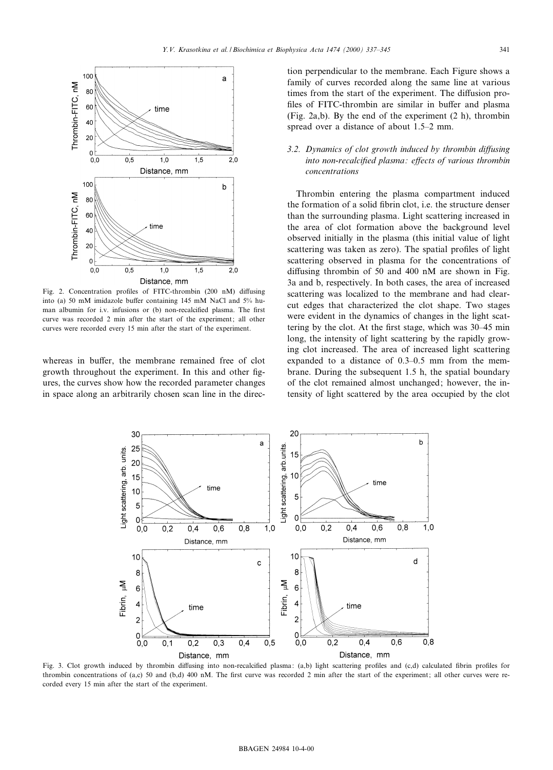Fig. 2. Concentration profiles of FITC-thrombin (200 nM) diffusing into (a) 50 mM imidazole buffer containing 145 mM NaCl and 5% human albumin for i.v. infusions or (b) non-recalcified plasma. The first curve was recorded 2 min after the start of the experiment; all other curves were recorded every 15 min after the start of the experiment.

whereas in buffer, the membrane remained free of clot growth throughout the experiment. In this and other figures, the curves show how the recorded parameter changes in space along an arbitrarily chosen scan line in the direction perpendicular to the membrane. Each Figure shows a family of curves recorded along the same line at various times from the start of the experiment. The diffusion profiles of FITC-thrombin are similar in buffer and plasma (Fig. 2a,b). By the end of the experiment (2 h), thrombin spread over a distance of about 1.5–2 mm.

### 3.2. *Dynamics of clot growth induced by thrombin diffusing into non-recalcified plasma: effects of various thrombin concentrations*

Thrombin entering the plasma compartment induced the formation of a solid fibrin clot, i.e. the structure denser than the surrounding plasma. Light scattering increased in the area of clot formation above the background level observed initially in the plasma (this initial value of light scattering was taken as zero). The spatial profiles of light scattering observed in plasma for the concentrations of diffusing thrombin of 50 and 400 nM are shown in Fig. 3a and b, respectively. In both cases, the area of increased scattering was localized to the membrane and had clear-cut edges that characterized the clot shape. Two stages were evident in the dynamics of changes in the light scattering by the clot. At the first stage, which was 30–45 min long, the intensity of light scattering by the rapidly growing clot increased. The area of increased light scattering expanded to a distance of 0.3–0.5 mm from the membrane. During the subsequent 1.5 h, the spatial boundary of the clot remained almost unchanged; however, the intensity of light scattered by the area occupied by the clot

Fig. 3. Clot growth induced by thrombin diffusing into non-recalcified plasma: (a,b) light scattering profiles and (c,d) calculated fibrin profiles for thrombin concentrations of (a,c) 50 and (b,d) 400 nM. The first curve was recorded 2 min after the start of the experiment; all other curves were recorded every 15 min after the start of the experiment.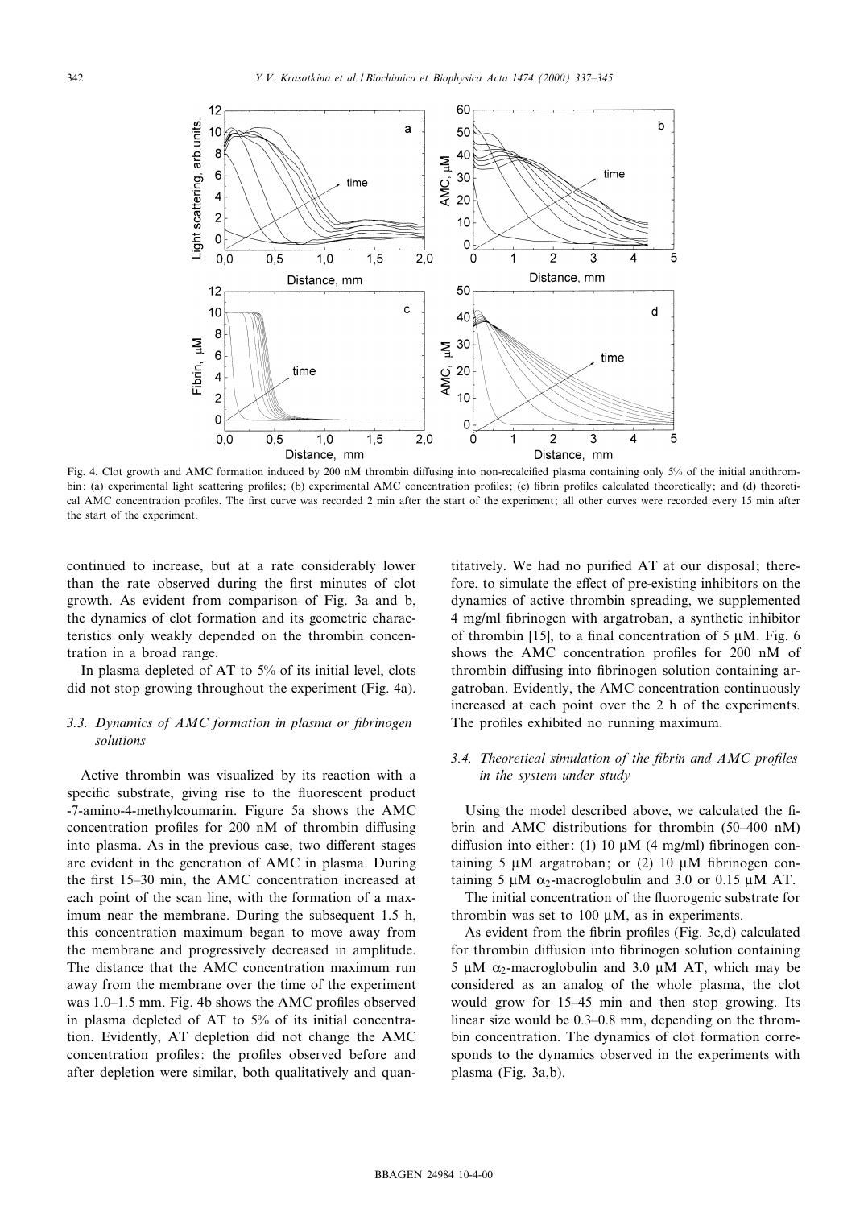Fig. 4. Clot growth and AMC formation induced by 200 nM thrombin diffusing into non-recalcified plasma containing only 5% of the initial antithrombin: (a) experimental light scattering profiles; (b) experimental AMC concentration profiles; (c) fibrin profiles calculated theoretically; and (d) theoretical AMC concentration profiles. The first curve was recorded 2 min after the start of the experiment; all other curves were recorded every 15 min after the start of the experiment.

continued to increase, but at a rate considerably lower than the rate observed during the first minutes of clot growth. As evident from comparison of Fig. 3a and b, the dynamics of clot formation and its geometric characteristics only weakly depended on the thrombin concentration in a broad range.

In plasma depleted of AT to 5% of its initial level, clots did not stop growing throughout the experiment (Fig. 4a).

### 3.3. Dynamics of AMC formation in plasma or fibrinogen solutions

Active thrombin was visualized by its reaction with a specific substrate, giving rise to the fluorescent product -7-amino-4-methylcoumarin. Figure 5a shows the AMC concentration profiles for 200 nM of thrombin diffusing into plasma. As in the previous case, two different stages are evident in the generation of AMC in plasma. During the first 15–30 min, the AMC concentration increased at each point of the scan line, with the formation of a maximum near the membrane. During the subsequent 1.5 h, this concentration maximum began to move away from the membrane and progressively decreased in amplitude. The distance that the AMC concentration maximum run away from the membrane over the time of the experiment was 1.0–1.5 mm. Fig. 4b shows the AMC profiles observed in plasma depleted of AT to 5% of its initial concentration. Evidently, AT depletion did not change the AMC concentration profiles: the profiles observed before and after depletion were similar, both qualitatively and quantitatively. We had no purified AT at our disposal; therefore, to simulate the effect of pre-existing inhibitors on the dynamics of active thrombin spreading, we supplemented 4 mg/ml fibrinogen with argatroban, a synthetic inhibitor of thrombin [15], to a final concentration of 5 μM. Fig. 6 shows the AMC concentration profiles for 200 nM of thrombin diffusing into fibrinogen solution containing argatroban. Evidently, the AMC concentration continuously increased at each point over the 2 h of the experiments. The profiles exhibited no running maximum.

### 3.4. Theoretical simulation of the fibrin and AMC profiles in the system under study

Using the model described above, we calculated the fibrin and AMC distributions for thrombin (50–400 nM) diffusion into either: (1) 10 μM (4 mg/ml) fibrinogen containing 5 μM argatroban; or (2) 10 μM fibrinogen containing 5 μM $\alpha_2$-macroglobulin and 3.0 or 0.15 μM AT.

The initial concentration of the fluorogenic substrate for thrombin was set to 100 μM, as in experiments.

As evident from the fibrin profiles (Fig. 3c,d) calculated for thrombin diffusion into fibrinogen solution containing 5 μM $\alpha_2$-macroglobulin and 3.0 μM AT, which may be considered as an analog of the whole plasma, the clot would grow for 15–45 min and then stop growing. Its linear size would be 0.3–0.8 mm, depending on the thrombin concentration. The dynamics of clot formation corresponds to the dynamics observed in the experiments with plasma (Fig. 3a,b).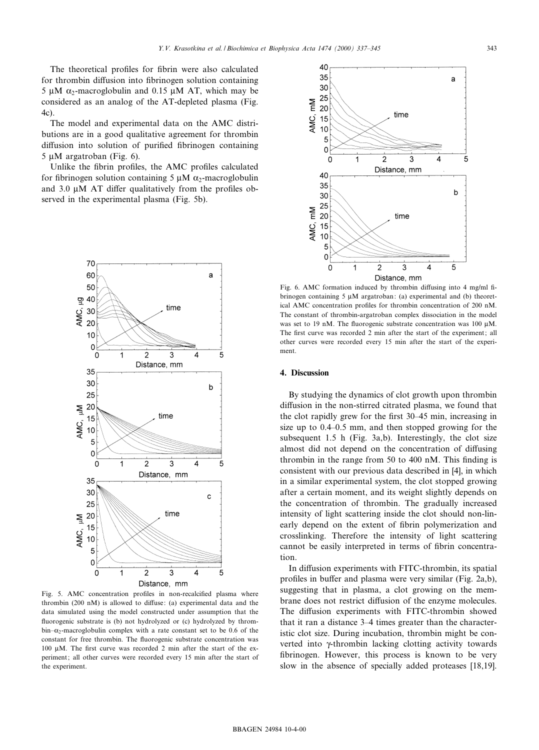The theoretical profiles for fibrin were also calculated for thrombin diffusion into fibrinogen solution containing 5 μM $\alpha_2$-macroglobulin and 0.15 μM AT, which may be considered as an analog of the AT-depleted plasma (Fig. 4c).

The model and experimental data on the AMC distributions are in a good qualitative agreement for thrombin diffusion into solution of purified fibrinogen containing 5 μM argatroban (Fig. 6).

Unlike the fibrin profiles, the AMC profiles calculated for fibrinogen solution containing 5 μM $\alpha_2$-macroglobulin and 3.0 μM AT differ qualitatively from the profiles observed in the experimental plasma (Fig. 5b).

Fig. 5. AMC concentration profiles in non-recalcified plasma where thrombin (200 nM) is allowed to diffuse: (a) experimental data and the data simulated using the model constructed under assumption that the fluorogenic substrate is (b) not hydrolyzed or (c) hydrolyzed by thrombin–$\alpha_2$-macroglobulin complex with a rate constant set to be 0.6 of the constant for free thrombin. The fluorogenic substrate concentration was 100 μM. The first curve was recorded 2 min after the start of the experiment; all other curves were recorded every 15 min after the start of the experiment.

Fig. 6. AMC formation induced by thrombin diffusing into 4 mg/ml fibrinogen containing 5 μM argatroban: (a) experimental and (b) theoretical AMC concentration profiles for thrombin concentration of 200 nM. The constant of thrombin-argatroban complex dissociation in the model was set to 19 nM. The fluorogenic substrate concentration was 100 μM. The first curve was recorded 2 min after the start of the experiment; all other curves were recorded every 15 min after the start of the experiment.

## 4. Discussion

By studying the dynamics of clot growth upon thrombin diffusion in the non-stirred citrated plasma, we found that the clot rapidly grew for the first 30–45 min, increasing in size up to 0.4–0.5 mm, and then stopped growing for the subsequent 1.5 h (Fig. 3a,b). Interestingly, the clot size almost did not depend on the concentration of diffusing thrombin in the range from 50 to 400 nM. This finding is consistent with our previous data described in [4], in which in a similar experimental system, the clot stopped growing after a certain moment, and its weight slightly depends on the concentration of thrombin. The gradually increased intensity of light scattering inside the clot should non-linearly depend on the extent of fibrin polymerization and crosslinking. Therefore the intensity of light scattering cannot be easily interpreted in terms of fibrin concentration.

In diffusion experiments with FITC-thrombin, its spatial profiles in buffer and plasma were very similar (Fig. 2a,b), suggesting that in plasma, a clot growing on the membrane does not restrict diffusion of the enzyme molecules. The diffusion experiments with FITC-thrombin showed that it ran a distance 3–4 times greater than the characteristic clot size. During incubation, thrombin might be converted into γ-thrombin lacking clotting activity towards fibrinogen. However, this process is known to be very slow in the absence of specially added proteases [18,19].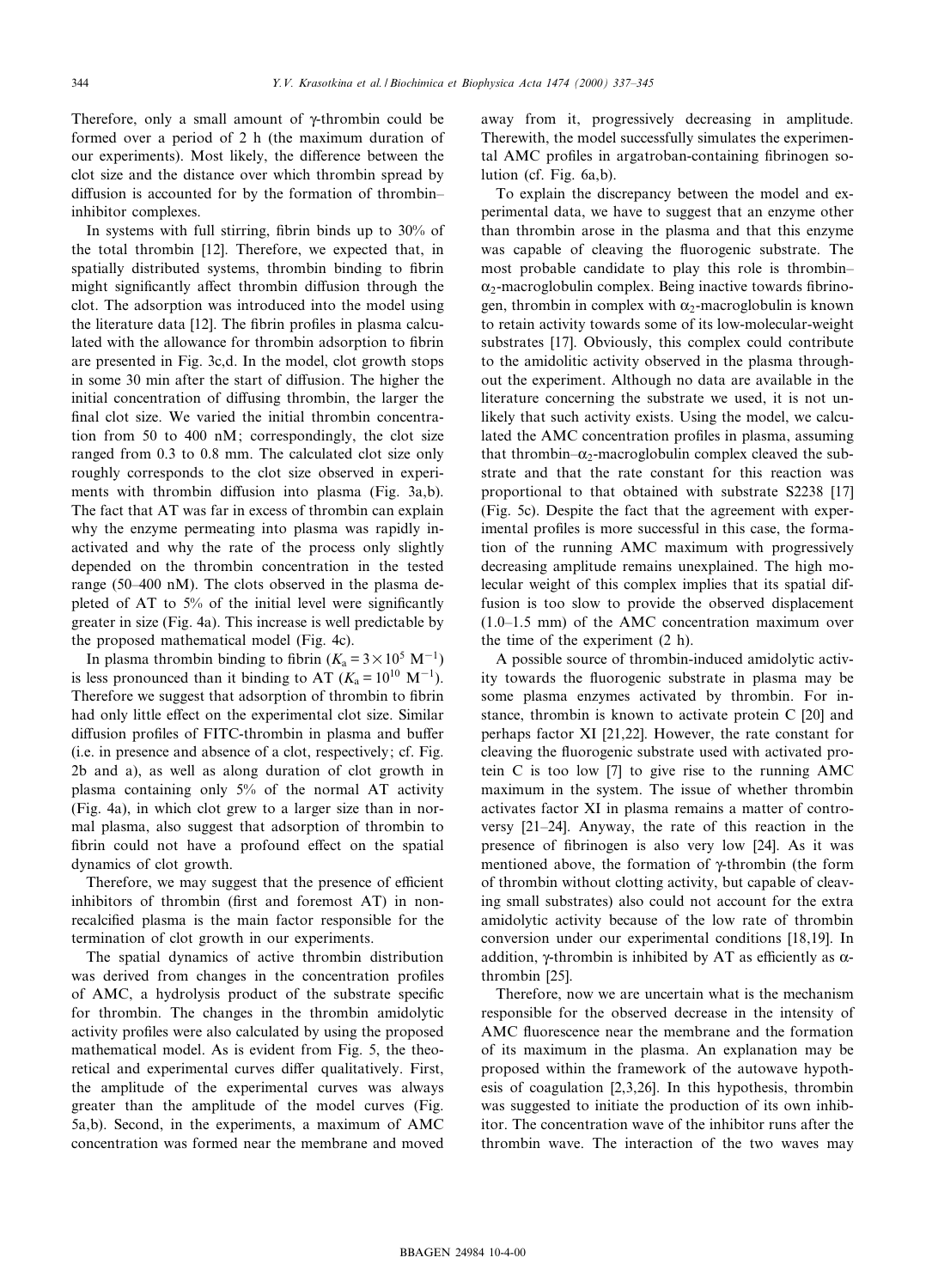Therefore, only a small amount of γ-thrombin could be formed over a period of 2 h (the maximum duration of our experiments). Most likely, the difference between the clot size and the distance over which thrombin spread by diffusion is accounted for by the formation of thrombin–inhibitor complexes.

In systems with full stirring, fibrin binds up to 30% of the total thrombin [12]. Therefore, we expected that, in spatially distributed systems, thrombin binding to fibrin might significantly affect thrombin diffusion through the clot. The adsorption was introduced into the model using the literature data [12]. The fibrin profiles in plasma calculated with the allowance for thrombin adsorption to fibrin are presented in Fig. 3c,d. In the model, clot growth stops in some 30 min after the start of diffusion. The higher the initial concentration of diffusing thrombin, the larger the final clot size. We varied the initial thrombin concentration from 50 to 400 nM; correspondingly, the clot size ranged from 0.3 to 0.8 mm. The calculated clot size only roughly corresponds to the clot size observed in experiments with thrombin diffusion into plasma (Fig. 3a,b). The fact that AT was far in excess of thrombin can explain why the enzyme permeating into plasma was rapidly inactivated and why the rate of the process only slightly depended on the thrombin concentration in the tested range (50–400 nM). The clots observed in the plasma depleted of AT to 5% of the initial level were significantly greater in size (Fig. 4a). This increase is well predictable by the proposed mathematical model (Fig. 4c).

In plasma thrombin binding to fibrin ($K_a = 3\times10^5$ $M^{-1}$) is less pronounced than it binding to AT ($K_a = 10^{10}$ $M^{-1}$). Therefore we suggest that adsorption of thrombin to fibrin had only little effect on the experimental clot size. Similar diffusion profiles of FITC-thrombin in plasma and buffer (i.e. in presence and absence of a clot, respectively; cf. Fig. 2b and a), as well as along duration of clot growth in plasma containing only 5% of the normal AT activity (Fig. 4a), in which clot grew to a larger size than in normal plasma, also suggest that adsorption of thrombin to fibrin could not have a profound effect on the spatial dynamics of clot growth.

Therefore, we may suggest that the presence of efficient inhibitors of thrombin (first and foremost AT) in non-recalcified plasma is the main factor responsible for the termination of clot growth in our experiments.

The spatial dynamics of active thrombin distribution was derived from changes in the concentration profiles of AMC, a hydrolysis product of the substrate specific for thrombin. The changes in the thrombin amidolytic activity profiles were also calculated by using the proposed mathematical model. As is evident from Fig. 5, the theoretical and experimental curves differ qualitatively. First, the amplitude of the experimental curves was always greater than the amplitude of the model curves (Fig. 5a,b). Second, in the experiments, a maximum of AMC concentration was formed near the membrane and moved away from it, progressively decreasing in amplitude. Therewith, the model successfully simulates the experimental AMC profiles in argatroban-containing fibrinogen solution (cf. Fig. 6a,b).

To explain the discrepancy between the model and experimental data, we have to suggest that an enzyme other than thrombin arose in the plasma and that this enzyme was capable of cleaving the fluorogenic substrate. The most probable candidate to play this role is thrombin–$\alpha_2$-macroglobulin complex. Being inactive towards fibrinogen, thrombin in complex with $\alpha_2$-macroglobulin is known to retain activity towards some of its low-molecular-weight substrates [17]. Obviously, this complex could contribute to the amidolitic activity observed in the plasma throughout the experiment. Although no data are available in the literature concerning the substrate we used, it is not unlikely that such activity exists. Using the model, we calculated the AMC concentration profiles in plasma, assuming that thrombin–$\alpha_2$-macroglobulin complex cleaved the substrate and that the rate constant for this reaction was proportional to that obtained with substrate S2238 [17] (Fig. 5c). Despite the fact that the agreement with experimental profiles is more successful in this case, the formation of the running AMC maximum with progressively decreasing amplitude remains unexplained. The high molecular weight of this complex implies that its spatial diffusion is too slow to provide the observed displacement (1.0–1.5 mm) of the AMC concentration maximum over the time of the experiment (2 h).

A possible source of thrombin-induced amidolytic activity towards the fluorogenic substrate in plasma may be some plasma enzymes activated by thrombin. For instance, thrombin is known to activate protein C [20] and perhaps factor XI [21,22]. However, the rate constant for cleaving the fluorogenic substrate used with activated protein C is too low [7] to give rise to the running AMC maximum in the system. The issue of whether thrombin activates factor XI in plasma remains a matter of controversy [21–24]. Anyway, the rate of this reaction in the presence of fibrinogen is also very low [24]. As it was mentioned above, the formation of γ-thrombin (the form of thrombin without clotting activity, but capable of cleaving small substrates) also could not account for the extra amidolytic activity because of the low rate of thrombin conversion under our experimental conditions [18,19]. In addition, γ-thrombin is inhibited by AT as efficiently as α-thrombin [25].

Therefore, now we are uncertain what is the mechanism responsible for the observed decrease in the intensity of AMC fluorescence near the membrane and the formation of its maximum in the plasma. An explanation may be proposed within the framework of the autowave hypothesis of coagulation [2,3,26]. In this hypothesis, thrombin was suggested to initiate the production of its own inhibitor. The concentration wave of the inhibitor runs after the thrombin wave. The interaction of the two waves may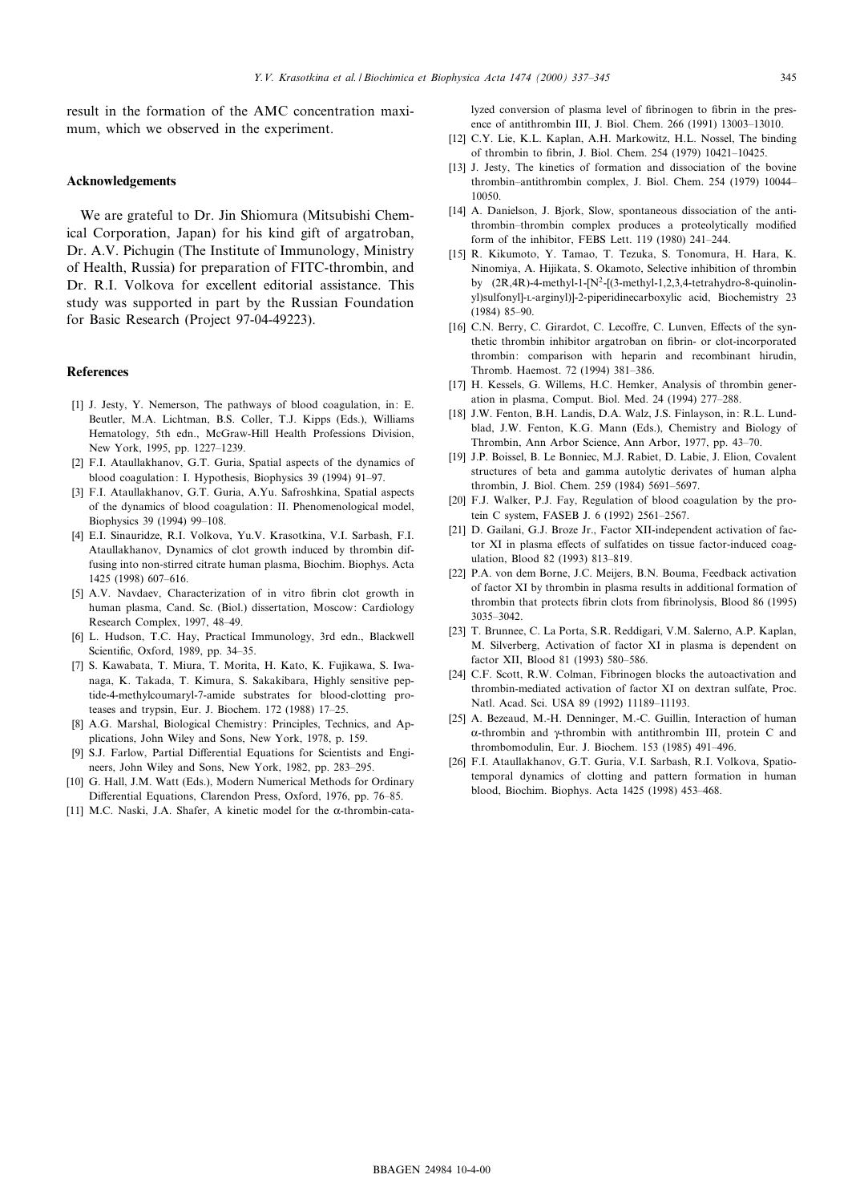result in the formation of the AMC concentration maximum, which we observed in the experiment.

## Acknowledgements

We are grateful to Dr. Jin Shiomura (Mitsubishi Chemical Corporation, Japan) for his kind gift of argatroban, Dr. A.V. Pichugin (The Institute of Immunology, Ministry of Health, Russia) for preparation of FITC-thrombin, and Dr. R.I. Volkova for excellent editorial assistance. This study was supported in part by the Russian Foundation for Basic Research (Project 97-04-49223).

## References

[1] J. Jesty, Y. Nemerson, The pathways of blood coagulation, in: E. Beutler, M.A. Lichtman, B.S. Coller, T.J. Kipps (Eds.), Williams Hematology, 5th edn., McGraw-Hill Health Professions Division, New York, 1995, pp. 1227–1239.

[2] F.I. Ataullakhanov, G.T. Guria, Spatial aspects of the dynamics of blood coagulation: I. Hypothesis, Biophysics 39 (1994) 91–97.

[3] F.I. Ataullakhanov, G.T. Guria, A.Yu. Safroshkina, Spatial aspects of the dynamics of blood coagulation: II. Phenomenological model, Biophysics 39 (1994) 99–108.

[4] E.I. Sinauridze, R.I. Volkova, Yu.V. Krasotkina, V.I. Sarbash, F.I. Ataullakhanov, Dynamics of clot growth induced by thrombin diffusing into non-stirred citrate human plasma, Biochim. Biophys. Acta 1425 (1998) 607–616.

[5] A.V. Navdaev, Characterization of in vitro fibrin clot growth in human plasma, Cand. Sc. (Biol.) dissertation, Moscow: Cardiology Research Complex, 1997, 48–49.

[6] L. Hudson, T.C. Hay, Practical Immunology, 3rd edn., Blackwell Scientific, Oxford, 1989, pp. 34–35.

[7] S. Kawabata, T. Miura, T. Morita, H. Kato, K. Fujikawa, S. Iwanaga, K. Takada, T. Kimura, S. Sakakibara, Highly sensitive peptide-4-methylcoumaryl-7-amide substrates for blood-clotting proteases and trypsin, Eur. J. Biochem. 172 (1988) 17–25.

[8] A.G. Marshal, Biological Chemistry: Principles, Technics, and Applications, John Wiley and Sons, New York, 1978, p. 159.

[9] S.J. Farlow, Partial Differential Equations for Scientists and Engineers, John Wiley and Sons, New York, 1982, pp. 283–295.

[10] G. Hall, J.M. Watt (Eds.), Modern Numerical Methods for Ordinary Differential Equations, Clarendon Press, Oxford, 1976, pp. 76–85.

[11] M.C. Naski, J.A. Shafer, A kinetic model for the α-thrombin-catalyzed conversion of plasma level of fibrinogen to fibrin in the presence of antithrombin III, J. Biol. Chem. 266 (1991) 13003–13010.

[12] C.Y. Lie, K.L. Kaplan, A.H. Markowitz, H.L. Nossel, The binding of thrombin to fibrin, J. Biol. Chem. 254 (1979) 10421–10425.

[13] J. Jesty, The kinetics of formation and dissociation of the bovine thrombin–antithrombin complex, J. Biol. Chem. 254 (1979) 10044–10050.

[14] A. Danielson, J. Bjork, Slow, spontaneous dissociation of the antithrombin–thrombin complex produces a proteolytically modified form of the inhibitor, FEBS Lett. 119 (1980) 241–244.

[15] R. Kikumoto, Y. Tamao, T. Tezuka, S. Tonomura, H. Hara, K. Ninomiya, A. Hijikata, S. Okamoto, Selective inhibition of thrombin by (2R,4R)-4-methyl-1-[$N^2$-[(3-methyl-1,2,3,4-tetrahydro-8-quinolinyl)sulfonyl]-L-arginyl)]-2-piperidinecarboxylic acid, Biochemistry 23 (1984) 85–90.

[16] C.N. Berry, C. Girardot, C. Lecoffre, C. Lunven, Effects of the synthetic thrombin inhibitor argatroban on fibrin- or clot-incorporated thrombin: comparison with heparin and recombinant hirudin, Thromb. Haemost. 72 (1994) 381–386.

[17] H. Kessels, G. Willems, H.C. Hemker, Analysis of thrombin generation in plasma, Comput. Biol. Med. 24 (1994) 277–288.

[18] J.W. Fenton, B.H. Landis, D.A. Walz, J.S. Finlayson, in: R.L. Lundblad, J.W. Fenton, K.G. Mann (Eds.), Chemistry and Biology of Thrombin, Ann Arbor Science, Ann Arbor, 1977, pp. 43–70.

[19] J.P. Boissel, B. Le Bonniec, M.J. Rabiet, D. Labie, J. Elion, Covalent structures of beta and gamma autolytic derivates of human alpha thrombin, J. Biol. Chem. 259 (1984) 5691–5697.

[20] F.J. Walker, P.J. Fay, Regulation of blood coagulation by the protein C system, FASEB J. 6 (1992) 2561–2567.

[21] D. Gailani, G.J. Broze Jr., Factor XII-independent activation of factor XI in plasma effects of sulfatides on tissue factor-induced coagulation, Blood 82 (1993) 813–819.

[22] P.A. von dem Borne, J.C. Meijers, B.N. Bouma, Feedback activation of factor XI by thrombin in plasma results in additional formation of thrombin that protects fibrin clots from fibrinolysis, Blood 86 (1995) 3035–3042.

[23] T. Brunnee, C. La Porta, S.R. Reddigari, V.M. Salerno, A.P. Kaplan, M. Silverberg, Activation of factor XI in plasma is dependent on factor XII, Blood 81 (1993) 580–586.

[24] C.F. Scott, R.W. Colman, Fibrinogen blocks the autoactivation and thrombin-mediated activation of factor XI on dextran sulfate, Proc. Natl. Acad. Sci. USA 89 (1992) 11189–11193.

[25] A. Bezeaud, M.-H. Denninger, M.-C. Guillin, Interaction of human α-thrombin and γ-thrombin with antithrombin III, protein C and thrombomodulin, Eur. J. Biochem. 153 (1985) 491–496.

[26] F.I. Ataullakhanov, G.T. Guria, V.I. Sarbash, R.I. Volkova, Spatiotemporal dynamics of clotting and pattern formation in human blood, Biochim. Biophys. Acta 1425 (1998) 453–468.